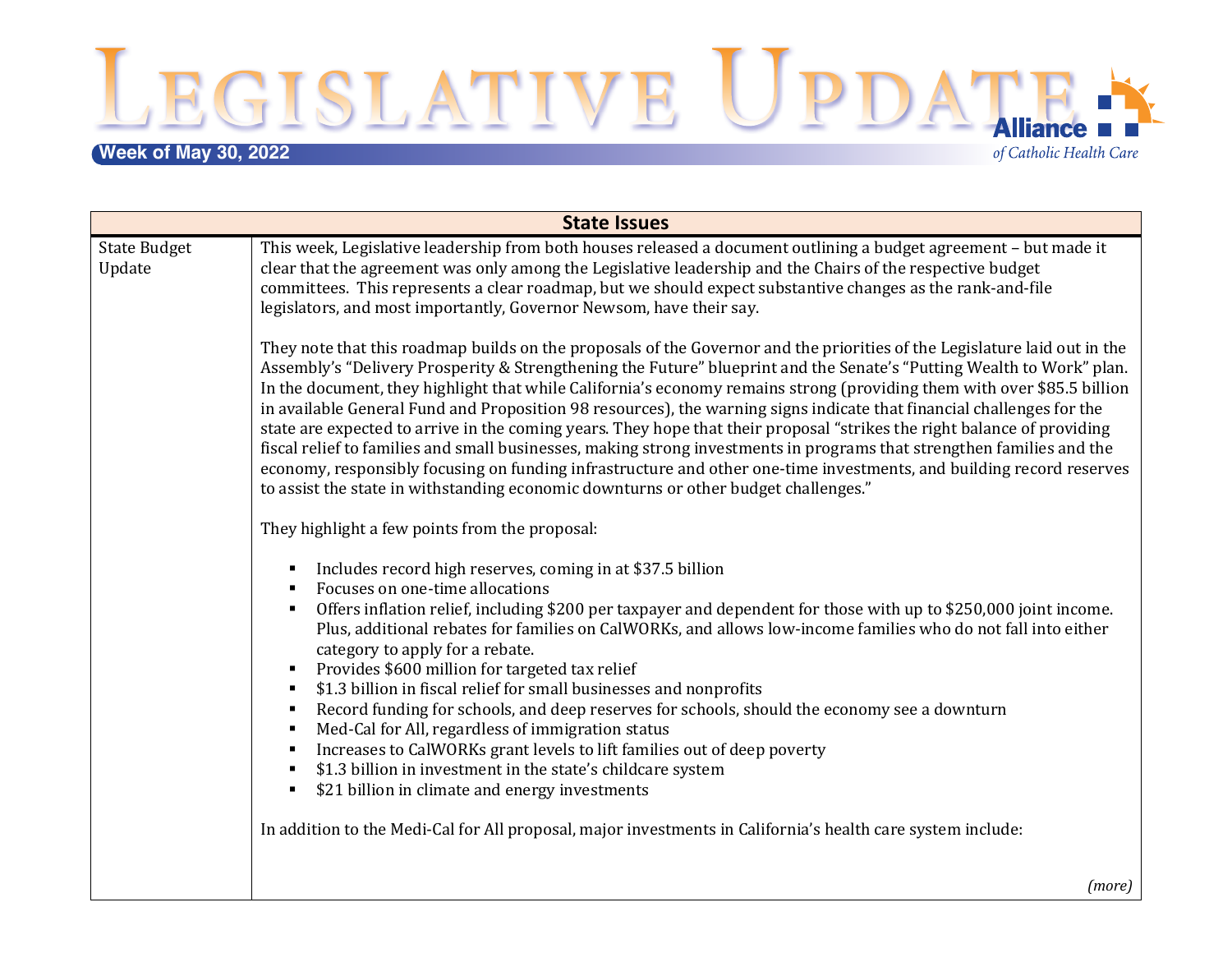# Legislative Update

**Week of May 30, 2022**

Alliance of Catholic Health Care

| State Issues | |
|---|---|
| State Budget Update | This week, Legislative leadership from both houses released a document outlining a budget agreement – but made it clear that the agreement was only among the Legislative leadership and the Chairs of the respective budget committees. This represents a clear roadmap, but we should expect substantive changes as the rank-and-file legislators, and most importantly, Governor Newsom, have their say.<br><br>They note that this roadmap builds on the proposals of the Governor and the priorities of the Legislature laid out in the Assembly's "Delivery Prosperity & Strengthening the Future" blueprint and the Senate's "Putting Wealth to Work" plan. In the document, they highlight that while California's economy remains strong (providing them with over $85.5 billion in available General Fund and Proposition 98 resources), the warning signs indicate that financial challenges for the state are expected to arrive in the coming years. They hope that their proposal "strikes the right balance of providing fiscal relief to families and small businesses, making strong investments in programs that strengthen families and the economy, responsibly focusing on funding infrastructure and other one-time investments, and building record reserves to assist the state in withstanding economic downturns or other budget challenges."<br><br>They highlight a few points from the proposal:<br><br>▪ Includes record high reserves, coming in at $37.5 billion<br>▪ Focuses on one-time allocations<br>▪ Offers inflation relief, including $200 per taxpayer and dependent for those with up to $250,000 joint income. Plus, additional rebates for families on CalWORKs, and allows low-income families who do not fall into either category to apply for a rebate.<br>▪ Provides $600 million for targeted tax relief<br>▪ $1.3 billion in fiscal relief for small businesses and nonprofits<br>▪ Record funding for schools, and deep reserves for schools, should the economy see a downturn<br>▪ Med-Cal for All, regardless of immigration status<br>▪ Increases to CalWORKs grant levels to lift families out of deep poverty<br>▪ $1.3 billion in investment in the state's childcare system<br>▪ $21 billion in climate and energy investments<br><br>In addition to the Medi-Cal for All proposal, major investments in California's health care system include:<br><br>*(more)* |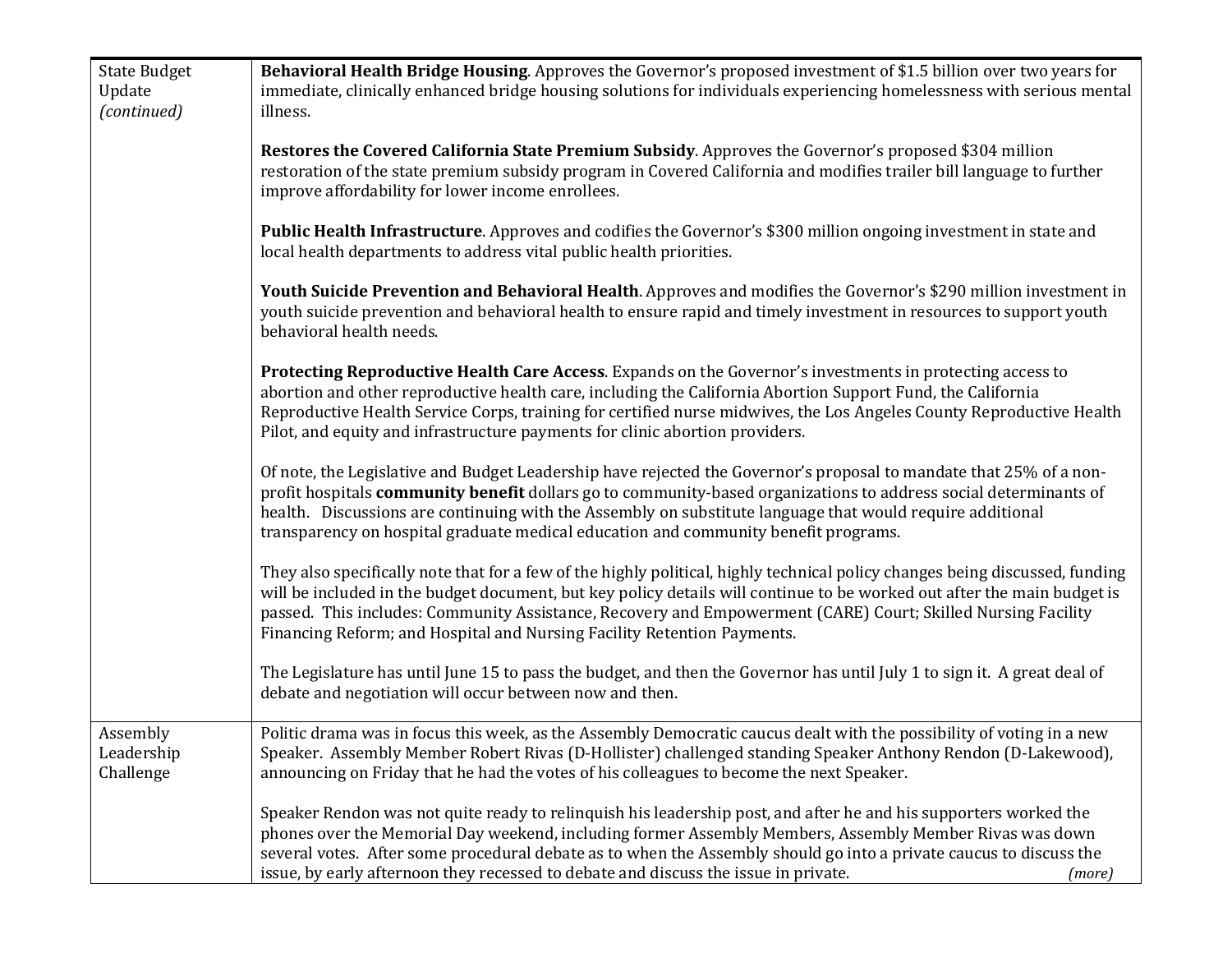| | |
|---|---|
| State Budget Update *(continued)* | **Behavioral Health Bridge Housing**. Approves the Governor's proposed investment of $1.5 billion over two years for immediate, clinically enhanced bridge housing solutions for individuals experiencing homelessness with serious mental illness.<br><br>**Restores the Covered California State Premium Subsidy**. Approves the Governor's proposed $304 million restoration of the state premium subsidy program in Covered California and modifies trailer bill language to further improve affordability for lower income enrollees.<br><br>**Public Health Infrastructure**. Approves and codifies the Governor's $300 million ongoing investment in state and local health departments to address vital public health priorities.<br><br>**Youth Suicide Prevention and Behavioral Health**. Approves and modifies the Governor's $290 million investment in youth suicide prevention and behavioral health to ensure rapid and timely investment in resources to support youth behavioral health needs.<br><br>**Protecting Reproductive Health Care Access**. Expands on the Governor's investments in protecting access to abortion and other reproductive health care, including the California Abortion Support Fund, the California Reproductive Health Service Corps, training for certified nurse midwives, the Los Angeles County Reproductive Health Pilot, and equity and infrastructure payments for clinic abortion providers.<br><br>Of note, the Legislative and Budget Leadership have rejected the Governor's proposal to mandate that 25% of a non-profit hospitals **community benefit** dollars go to community-based organizations to address social determinants of health. Discussions are continuing with the Assembly on substitute language that would require additional transparency on hospital graduate medical education and community benefit programs.<br><br>They also specifically note that for a few of the highly political, highly technical policy changes being discussed, funding will be included in the budget document, but key policy details will continue to be worked out after the main budget is passed. This includes: Community Assistance, Recovery and Empowerment (CARE) Court; Skilled Nursing Facility Financing Reform; and Hospital and Nursing Facility Retention Payments.<br><br>The Legislature has until June 15 to pass the budget, and then the Governor has until July 1 to sign it. A great deal of debate and negotiation will occur between now and then. |
| Assembly Leadership Challenge | Politic drama was in focus this week, as the Assembly Democratic caucus dealt with the possibility of voting in a new Speaker. Assembly Member Robert Rivas (D-Hollister) challenged standing Speaker Anthony Rendon (D-Lakewood), announcing on Friday that he had the votes of his colleagues to become the next Speaker.<br><br>Speaker Rendon was not quite ready to relinquish his leadership post, and after he and his supporters worked the phones over the Memorial Day weekend, including former Assembly Members, Assembly Member Rivas was down several votes. After some procedural debate as to when the Assembly should go into a private caucus to discuss the issue, by early afternoon they recessed to debate and discuss the issue in private. *(more)* |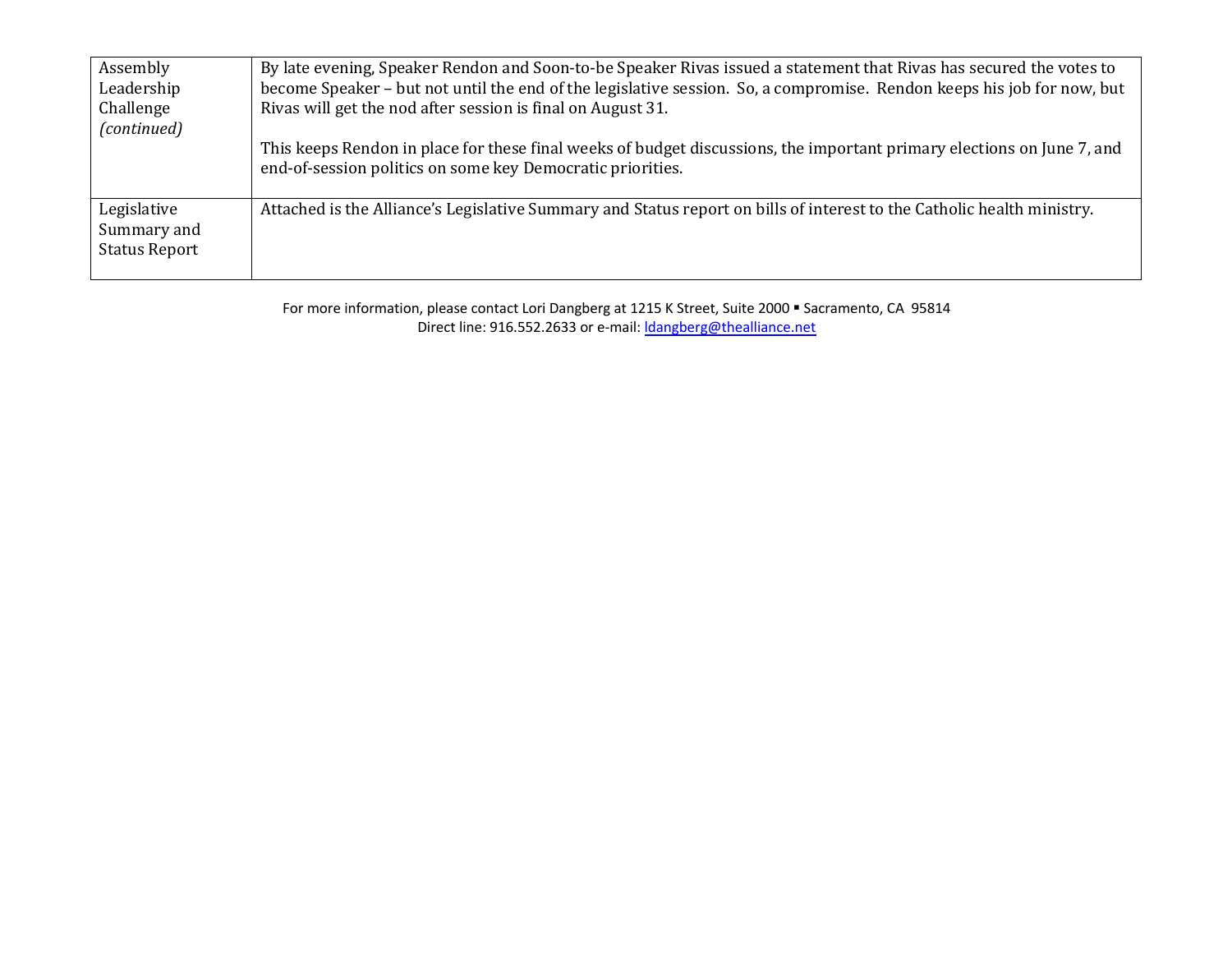| | |
|---|---|
| Assembly Leadership Challenge *(continued)* | By late evening, Speaker Rendon and Soon-to-be Speaker Rivas issued a statement that Rivas has secured the votes to become Speaker – but not until the end of the legislative session. So, a compromise. Rendon keeps his job for now, but Rivas will get the nod after session is final on August 31.<br><br>This keeps Rendon in place for these final weeks of budget discussions, the important primary elections on June 7, and end-of-session politics on some key Democratic priorities. |
| Legislative Summary and Status Report | Attached is the Alliance's Legislative Summary and Status report on bills of interest to the Catholic health ministry. |

For more information, please contact Lori Dangberg at 1215 K Street, Suite 2000 ▪ Sacramento, CA 95814
Direct line: 916.552.2633 or e-mail: ldangberg@thealliance.net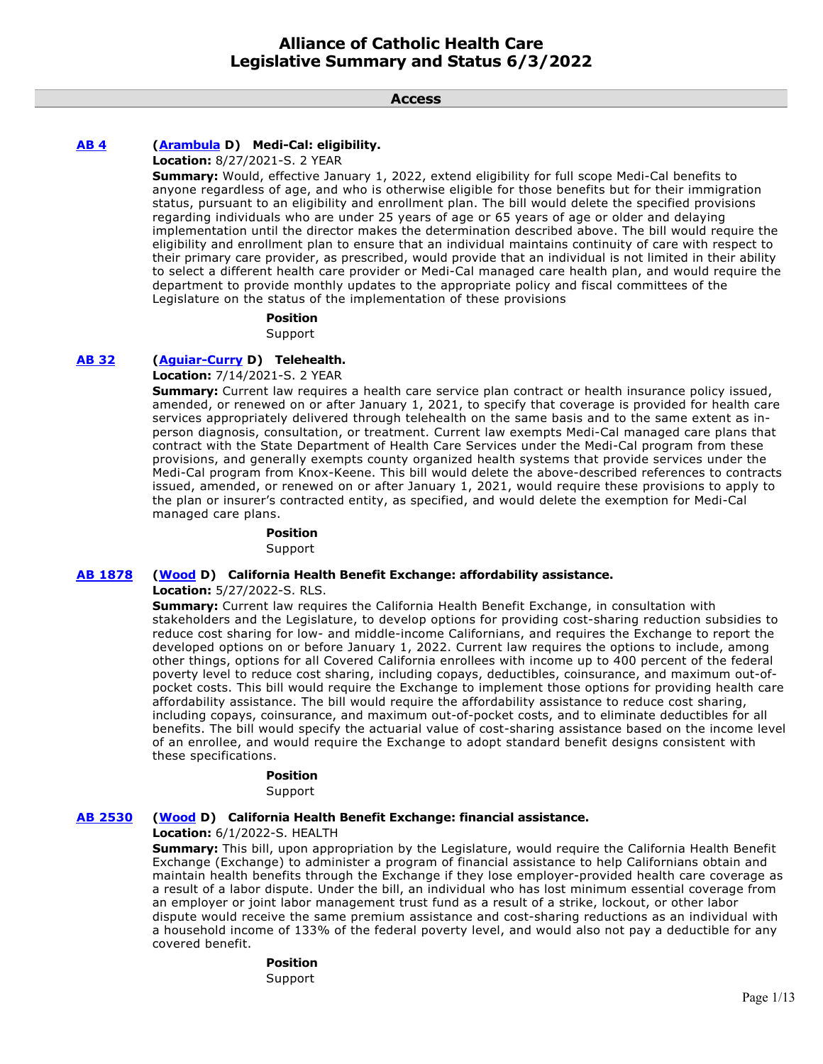# Alliance of Catholic Health Care
# Legislative Summary and Status 6/3/2022

## Access

**AB 4** **(Arambula D) Medi-Cal: eligibility.**

**Location:** 8/27/2021-S. 2 YEAR

**Summary:** Would, effective January 1, 2022, extend eligibility for full scope Medi-Cal benefits to anyone regardless of age, and who is otherwise eligible for those benefits but for their immigration status, pursuant to an eligibility and enrollment plan. The bill would delete the specified provisions regarding individuals who are under 25 years of age or 65 years of age or older and delaying implementation until the director makes the determination described above. The bill would require the eligibility and enrollment plan to ensure that an individual maintains continuity of care with respect to their primary care provider, as prescribed, would provide that an individual is not limited in their ability to select a different health care provider or Medi-Cal managed care health plan, and would require the department to provide monthly updates to the appropriate policy and fiscal committees of the Legislature on the status of the implementation of these provisions

**Position**

Support

**AB 32** **(Aguiar-Curry D) Telehealth.**

**Location:** 7/14/2021-S. 2 YEAR

**Summary:** Current law requires a health care service plan contract or health insurance policy issued, amended, or renewed on or after January 1, 2021, to specify that coverage is provided for health care services appropriately delivered through telehealth on the same basis and to the same extent as in-person diagnosis, consultation, or treatment. Current law exempts Medi-Cal managed care plans that contract with the State Department of Health Care Services under the Medi-Cal program from these provisions, and generally exempts county organized health systems that provide services under the Medi-Cal program from Knox-Keene. This bill would delete the above-described references to contracts issued, amended, or renewed on or after January 1, 2021, would require these provisions to apply to the plan or insurer's contracted entity, as specified, and would delete the exemption for Medi-Cal managed care plans.

**Position**

Support

**AB 1878** **(Wood D) California Health Benefit Exchange: affordability assistance.**

**Location:** 5/27/2022-S. RLS.

**Summary:** Current law requires the California Health Benefit Exchange, in consultation with stakeholders and the Legislature, to develop options for providing cost-sharing reduction subsidies to reduce cost sharing for low- and middle-income Californians, and requires the Exchange to report the developed options on or before January 1, 2022. Current law requires the options to include, among other things, options for all Covered California enrollees with income up to 400 percent of the federal poverty level to reduce cost sharing, including copays, deductibles, coinsurance, and maximum out-of-pocket costs. This bill would require the Exchange to implement those options for providing health care affordability assistance. The bill would require the affordability assistance to reduce cost sharing, including copays, coinsurance, and maximum out-of-pocket costs, and to eliminate deductibles for all benefits. The bill would specify the actuarial value of cost-sharing assistance based on the income level of an enrollee, and would require the Exchange to adopt standard benefit designs consistent with these specifications.

**Position**

Support

**AB 2530** **(Wood D) California Health Benefit Exchange: financial assistance.**

**Location:** 6/1/2022-S. HEALTH

**Summary:** This bill, upon appropriation by the Legislature, would require the California Health Benefit Exchange (Exchange) to administer a program of financial assistance to help Californians obtain and maintain health benefits through the Exchange if they lose employer-provided health care coverage as a result of a labor dispute. Under the bill, an individual who has lost minimum essential coverage from an employer or joint labor management trust fund as a result of a strike, lockout, or other labor dispute would receive the same premium assistance and cost-sharing reductions as an individual with a household income of 133% of the federal poverty level, and would also not pay a deductible for any covered benefit.

**Position**

Support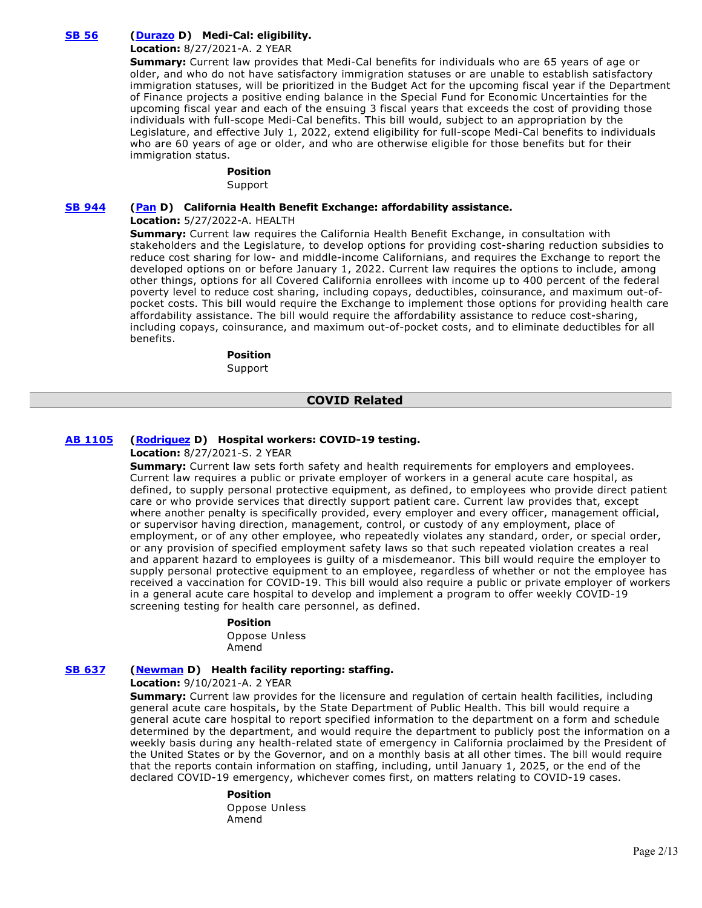**SB 56** **(Durazo D) Medi-Cal: eligibility.**

**Location:** 8/27/2021-A. 2 YEAR

**Summary:** Current law provides that Medi-Cal benefits for individuals who are 65 years of age or older, and who do not have satisfactory immigration statuses or are unable to establish satisfactory immigration statuses, will be prioritized in the Budget Act for the upcoming fiscal year if the Department of Finance projects a positive ending balance in the Special Fund for Economic Uncertainties for the upcoming fiscal year and each of the ensuing 3 fiscal years that exceeds the cost of providing those individuals with full-scope Medi-Cal benefits. This bill would, subject to an appropriation by the Legislature, and effective July 1, 2022, extend eligibility for full-scope Medi-Cal benefits to individuals who are 60 years of age or older, and who are otherwise eligible for those benefits but for their immigration status.

**Position**

Support

**SB 944** **(Pan D) California Health Benefit Exchange: affordability assistance.**

**Location:** 5/27/2022-A. HEALTH

**Summary:** Current law requires the California Health Benefit Exchange, in consultation with stakeholders and the Legislature, to develop options for providing cost-sharing reduction subsidies to reduce cost sharing for low- and middle-income Californians, and requires the Exchange to report the developed options on or before January 1, 2022. Current law requires the options to include, among other things, options for all Covered California enrollees with income up to 400 percent of the federal poverty level to reduce cost sharing, including copays, deductibles, coinsurance, and maximum out-of-pocket costs. This bill would require the Exchange to implement those options for providing health care affordability assistance. The bill would require the affordability assistance to reduce cost-sharing, including copays, coinsurance, and maximum out-of-pocket costs, and to eliminate deductibles for all benefits.

**Position**

Support

## COVID Related

**AB 1105** **(Rodriguez D) Hospital workers: COVID-19 testing.**

**Location:** 8/27/2021-S. 2 YEAR

**Summary:** Current law sets forth safety and health requirements for employers and employees. Current law requires a public or private employer of workers in a general acute care hospital, as defined, to supply personal protective equipment, as defined, to employees who provide direct patient care or who provide services that directly support patient care. Current law provides that, except where another penalty is specifically provided, every employer and every officer, management official, or supervisor having direction, management, control, or custody of any employment, place of employment, or of any other employee, who repeatedly violates any standard, order, or special order, or any provision of specified employment safety laws so that such repeated violation creates a real and apparent hazard to employees is guilty of a misdemeanor. This bill would require the employer to supply personal protective equipment to an employee, regardless of whether or not the employee has received a vaccination for COVID-19. This bill would also require a public or private employer of workers in a general acute care hospital to develop and implement a program to offer weekly COVID-19 screening testing for health care personnel, as defined.

**Position**

Oppose Unless Amend

**SB 637** **(Newman D) Health facility reporting: staffing.**

**Location:** 9/10/2021-A. 2 YEAR

**Summary:** Current law provides for the licensure and regulation of certain health facilities, including general acute care hospitals, by the State Department of Public Health. This bill would require a general acute care hospital to report specified information to the department on a form and schedule determined by the department, and would require the department to publicly post the information on a weekly basis during any health-related state of emergency in California proclaimed by the President of the United States or by the Governor, and on a monthly basis at all other times. The bill would require that the reports contain information on staffing, including, until January 1, 2025, or the end of the declared COVID-19 emergency, whichever comes first, on matters relating to COVID-19 cases.

**Position**

Oppose Unless Amend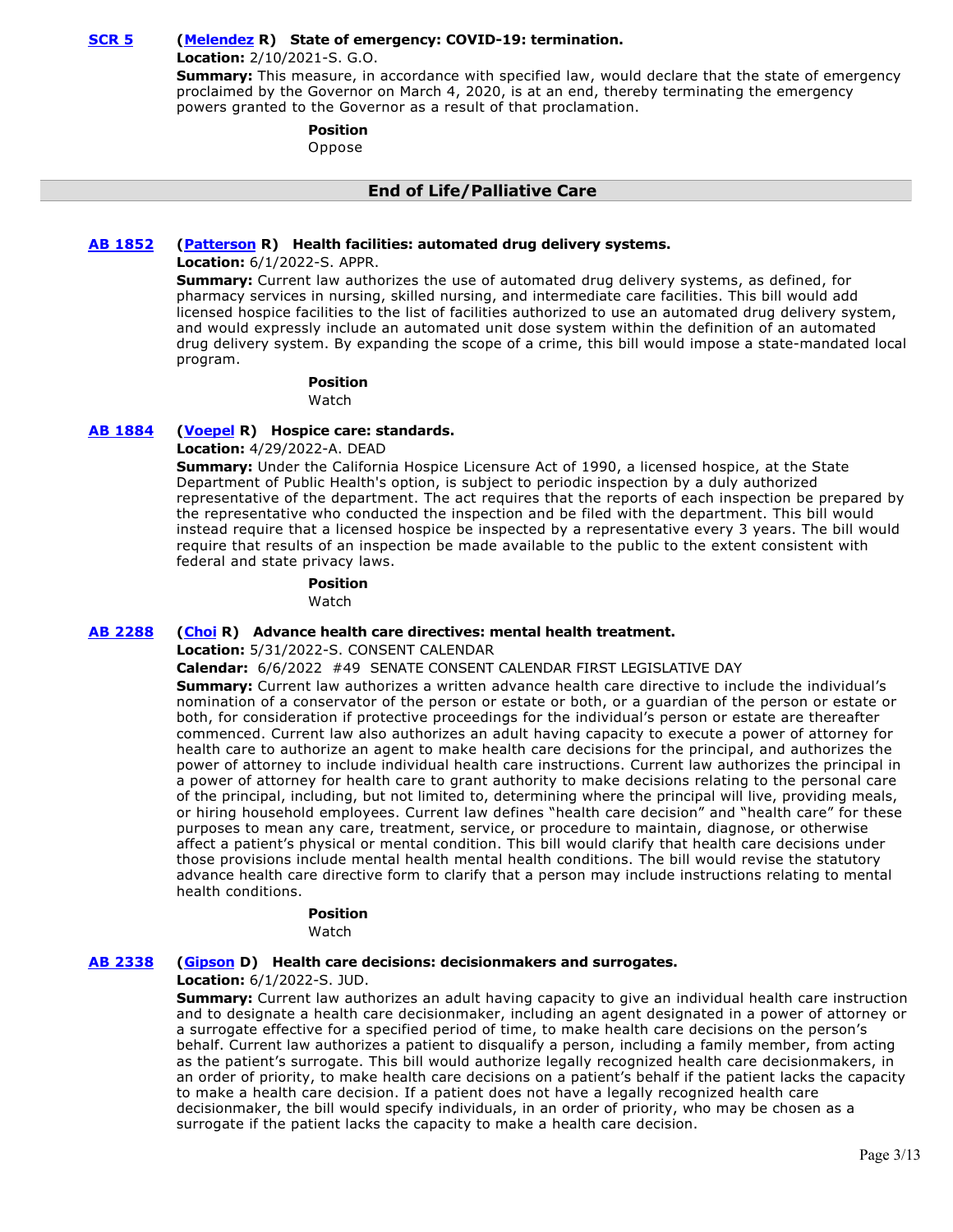**SCR 5** **(Melendez R) State of emergency: COVID-19: termination.**

**Location:** 2/10/2021-S. G.O.

**Summary:** This measure, in accordance with specified law, would declare that the state of emergency proclaimed by the Governor on March 4, 2020, is at an end, thereby terminating the emergency powers granted to the Governor as a result of that proclamation.

**Position**

Oppose

## End of Life/Palliative Care

**AB 1852** **(Patterson R) Health facilities: automated drug delivery systems.**

**Location:** 6/1/2022-S. APPR.

**Summary:** Current law authorizes the use of automated drug delivery systems, as defined, for pharmacy services in nursing, skilled nursing, and intermediate care facilities. This bill would add licensed hospice facilities to the list of facilities authorized to use an automated drug delivery system, and would expressly include an automated unit dose system within the definition of an automated drug delivery system. By expanding the scope of a crime, this bill would impose a state-mandated local program.

**Position**

Watch

**AB 1884** **(Voepel R) Hospice care: standards.**

**Location:** 4/29/2022-A. DEAD

**Summary:** Under the California Hospice Licensure Act of 1990, a licensed hospice, at the State Department of Public Health's option, is subject to periodic inspection by a duly authorized representative of the department. The act requires that the reports of each inspection be prepared by the representative who conducted the inspection and be filed with the department. This bill would instead require that a licensed hospice be inspected by a representative every 3 years. The bill would require that results of an inspection be made available to the public to the extent consistent with federal and state privacy laws.

**Position**

Watch

**AB 2288** **(Choi R) Advance health care directives: mental health treatment.**

**Location:** 5/31/2022-S. CONSENT CALENDAR

**Calendar:** 6/6/2022 #49 SENATE CONSENT CALENDAR FIRST LEGISLATIVE DAY

**Summary:** Current law authorizes a written advance health care directive to include the individual's nomination of a conservator of the person or estate or both, or a guardian of the person or estate or both, for consideration if protective proceedings for the individual's person or estate are thereafter commenced. Current law also authorizes an adult having capacity to execute a power of attorney for health care to authorize an agent to make health care decisions for the principal, and authorizes the power of attorney to include individual health care instructions. Current law authorizes the principal in a power of attorney for health care to grant authority to make decisions relating to the personal care of the principal, including, but not limited to, determining where the principal will live, providing meals, or hiring household employees. Current law defines "health care decision" and "health care" for these purposes to mean any care, treatment, service, or procedure to maintain, diagnose, or otherwise affect a patient's physical or mental condition. This bill would clarify that health care decisions under those provisions include mental health mental health conditions. The bill would revise the statutory advance health care directive form to clarify that a person may include instructions relating to mental health conditions.

**Position**

Watch

**AB 2338** **(Gipson D) Health care decisions: decisionmakers and surrogates.**

**Location:** 6/1/2022-S. JUD.

**Summary:** Current law authorizes an adult having capacity to give an individual health care instruction and to designate a health care decisionmaker, including an agent designated in a power of attorney or a surrogate effective for a specified period of time, to make health care decisions on the person's behalf. Current law authorizes a patient to disqualify a person, including a family member, from acting as the patient's surrogate. This bill would authorize legally recognized health care decisionmakers, in an order of priority, to make health care decisions on a patient's behalf if the patient lacks the capacity to make a health care decision. If a patient does not have a legally recognized health care decisionmaker, the bill would specify individuals, in an order of priority, who may be chosen as a surrogate if the patient lacks the capacity to make a health care decision.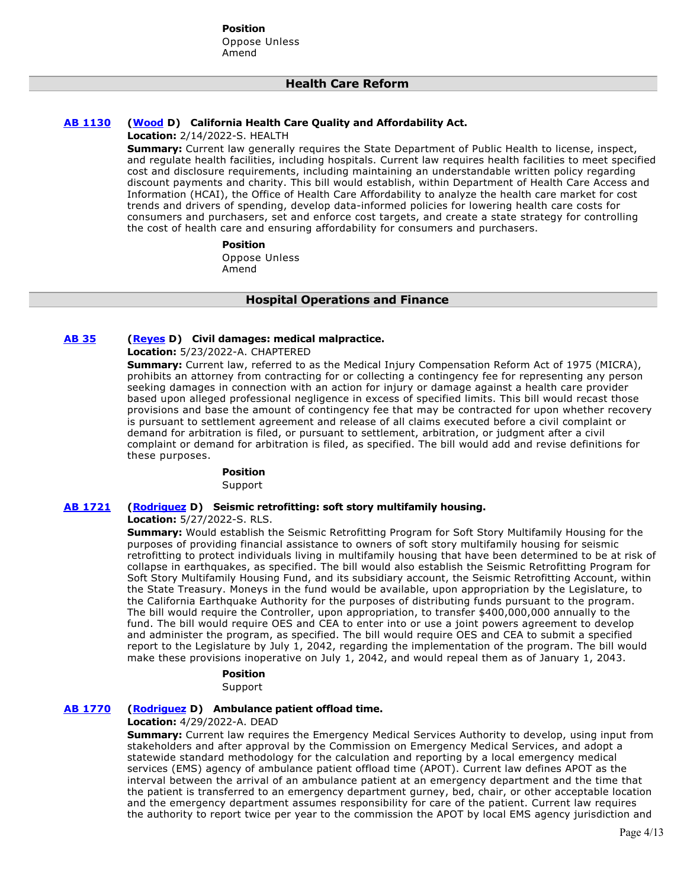**Position**
Oppose Unless Amend

## Health Care Reform

**AB 1130** (**Wood** D) **California Health Care Quality and Affordability Act.**

**Location:** 2/14/2022-S. HEALTH

**Summary:** Current law generally requires the State Department of Public Health to license, inspect, and regulate health facilities, including hospitals. Current law requires health facilities to meet specified cost and disclosure requirements, including maintaining an understandable written policy regarding discount payments and charity. This bill would establish, within Department of Health Care Access and Information (HCAI), the Office of Health Care Affordability to analyze the health care market for cost trends and drivers of spending, develop data-informed policies for lowering health care costs for consumers and purchasers, set and enforce cost targets, and create a state strategy for controlling the cost of health care and ensuring affordability for consumers and purchasers.

**Position**
Oppose Unless Amend

## Hospital Operations and Finance

**AB 35** (**Reyes** D) **Civil damages: medical malpractice.**

**Location:** 5/23/2022-A. CHAPTERED

**Summary:** Current law, referred to as the Medical Injury Compensation Reform Act of 1975 (MICRA), prohibits an attorney from contracting for or collecting a contingency fee for representing any person seeking damages in connection with an action for injury or damage against a health care provider based upon alleged professional negligence in excess of specified limits. This bill would recast those provisions and base the amount of contingency fee that may be contracted for upon whether recovery is pursuant to settlement agreement and release of all claims executed before a civil complaint or demand for arbitration is filed, or pursuant to settlement, arbitration, or judgment after a civil complaint or demand for arbitration is filed, as specified. The bill would add and revise definitions for these purposes.

**Position**
Support

**AB 1721** (**Rodriguez** D) **Seismic retrofitting: soft story multifamily housing.**

**Location:** 5/27/2022-S. RLS.

**Summary:** Would establish the Seismic Retrofitting Program for Soft Story Multifamily Housing for the purposes of providing financial assistance to owners of soft story multifamily housing for seismic retrofitting to protect individuals living in multifamily housing that have been determined to be at risk of collapse in earthquakes, as specified. The bill would also establish the Seismic Retrofitting Program for Soft Story Multifamily Housing Fund, and its subsidiary account, the Seismic Retrofitting Account, within the State Treasury. Moneys in the fund would be available, upon appropriation by the Legislature, to the California Earthquake Authority for the purposes of distributing funds pursuant to the program. The bill would require the Controller, upon appropriation, to transfer $400,000,000 annually to the fund. The bill would require OES and CEA to enter into or use a joint powers agreement to develop and administer the program, as specified. The bill would require OES and CEA to submit a specified report to the Legislature by July 1, 2042, regarding the implementation of the program. The bill would make these provisions inoperative on July 1, 2042, and would repeal them as of January 1, 2043.

**Position**
Support

**AB 1770** (**Rodriguez** D) **Ambulance patient offload time.**

**Location:** 4/29/2022-A. DEAD

**Summary:** Current law requires the Emergency Medical Services Authority to develop, using input from stakeholders and after approval by the Commission on Emergency Medical Services, and adopt a statewide standard methodology for the calculation and reporting by a local emergency medical services (EMS) agency of ambulance patient offload time (APOT). Current law defines APOT as the interval between the arrival of an ambulance patient at an emergency department and the time that the patient is transferred to an emergency department gurney, bed, chair, or other acceptable location and the emergency department assumes responsibility for care of the patient. Current law requires the authority to report twice per year to the commission the APOT by local EMS agency jurisdiction and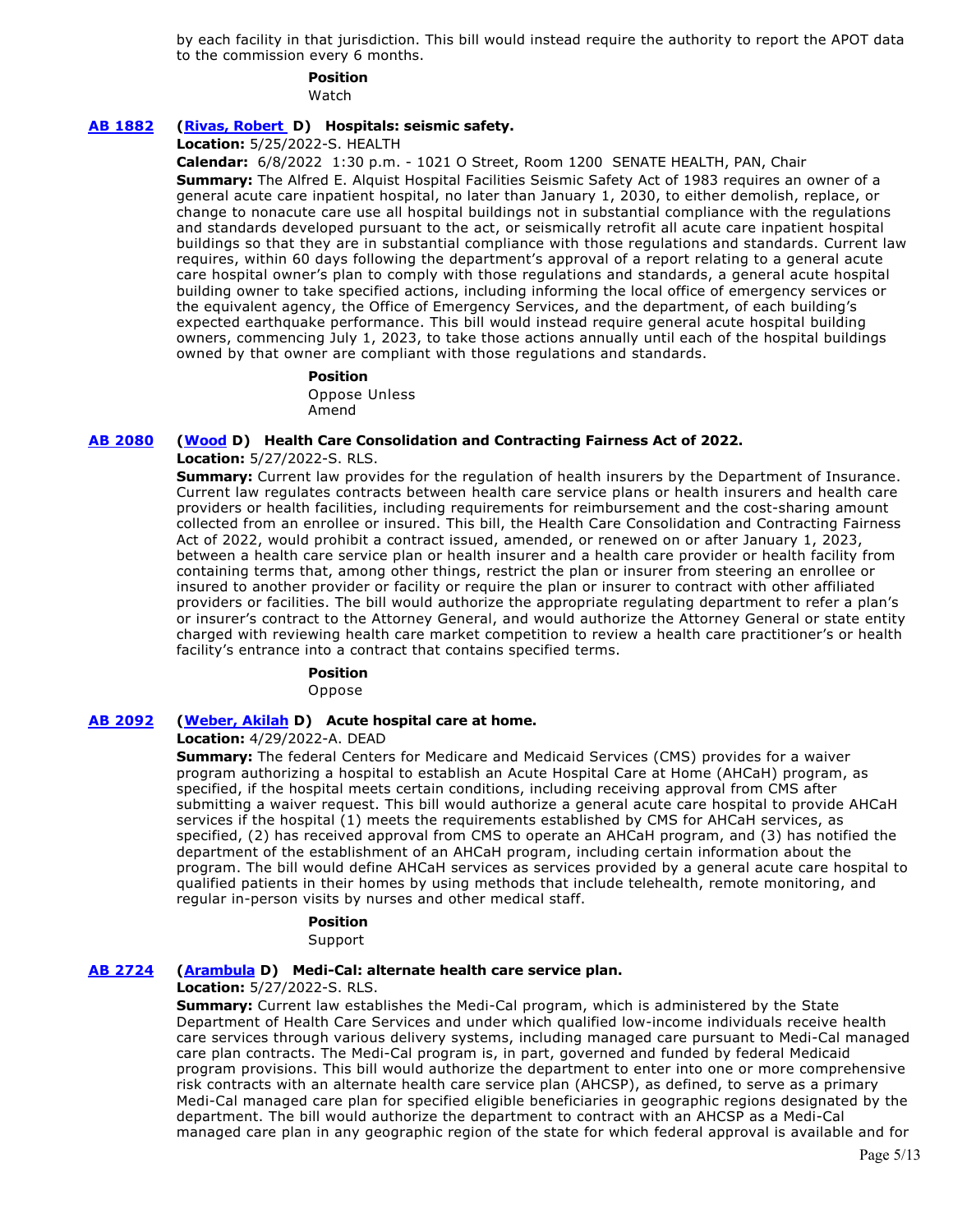by each facility in that jurisdiction. This bill would instead require the authority to report the APOT data to the commission every 6 months.

**Position**

Watch

**[AB 1882](#)** **([Rivas, Robert](#) D) Hospitals: seismic safety.**

**Location:** 5/25/2022-S. HEALTH

**Calendar:** 6/8/2022 1:30 p.m. - 1021 O Street, Room 1200 SENATE HEALTH, PAN, Chair

**Summary:** The Alfred E. Alquist Hospital Facilities Seismic Safety Act of 1983 requires an owner of a general acute care inpatient hospital, no later than January 1, 2030, to either demolish, replace, or change to nonacute care use all hospital buildings not in substantial compliance with the regulations and standards developed pursuant to the act, or seismically retrofit all acute care inpatient hospital buildings so that they are in substantial compliance with those regulations and standards. Current law requires, within 60 days following the department's approval of a report relating to a general acute care hospital owner's plan to comply with those regulations and standards, a general acute hospital building owner to take specified actions, including informing the local office of emergency services or the equivalent agency, the Office of Emergency Services, and the department, of each building's expected earthquake performance. This bill would instead require general acute hospital building owners, commencing July 1, 2023, to take those actions annually until each of the hospital buildings owned by that owner are compliant with those regulations and standards.

**Position**

Oppose Unless Amend

**[AB 2080](#)** **([Wood](#) D) Health Care Consolidation and Contracting Fairness Act of 2022.**

**Location:** 5/27/2022-S. RLS.

**Summary:** Current law provides for the regulation of health insurers by the Department of Insurance. Current law regulates contracts between health care service plans or health insurers and health care providers or health facilities, including requirements for reimbursement and the cost-sharing amount collected from an enrollee or insured. This bill, the Health Care Consolidation and Contracting Fairness Act of 2022, would prohibit a contract issued, amended, or renewed on or after January 1, 2023, between a health care service plan or health insurer and a health care provider or health facility from containing terms that, among other things, restrict the plan or insurer from steering an enrollee or insured to another provider or facility or require the plan or insurer to contract with other affiliated providers or facilities. The bill would authorize the appropriate regulating department to refer a plan's or insurer's contract to the Attorney General, and would authorize the Attorney General or state entity charged with reviewing health care market competition to review a health care practitioner's or health facility's entrance into a contract that contains specified terms.

**Position**

Oppose

**[AB 2092](#)** **([Weber, Akilah](#) D) Acute hospital care at home.**

**Location:** 4/29/2022-A. DEAD

**Summary:** The federal Centers for Medicare and Medicaid Services (CMS) provides for a waiver program authorizing a hospital to establish an Acute Hospital Care at Home (AHCaH) program, as specified, if the hospital meets certain conditions, including receiving approval from CMS after submitting a waiver request. This bill would authorize a general acute care hospital to provide AHCaH services if the hospital (1) meets the requirements established by CMS for AHCaH services, as specified, (2) has received approval from CMS to operate an AHCaH program, and (3) has notified the department of the establishment of an AHCaH program, including certain information about the program. The bill would define AHCaH services as services provided by a general acute care hospital to qualified patients in their homes by using methods that include telehealth, remote monitoring, and regular in-person visits by nurses and other medical staff.

**Position**

Support

**[AB 2724](#)** **([Arambula](#) D) Medi-Cal: alternate health care service plan.**

**Location:** 5/27/2022-S. RLS.

**Summary:** Current law establishes the Medi-Cal program, which is administered by the State Department of Health Care Services and under which qualified low-income individuals receive health care services through various delivery systems, including managed care pursuant to Medi-Cal managed care plan contracts. The Medi-Cal program is, in part, governed and funded by federal Medicaid program provisions. This bill would authorize the department to enter into one or more comprehensive risk contracts with an alternate health care service plan (AHCSP), as defined, to serve as a primary Medi-Cal managed care plan for specified eligible beneficiaries in geographic regions designated by the department. The bill would authorize the department to contract with an AHCSP as a Medi-Cal managed care plan in any geographic region of the state for which federal approval is available and for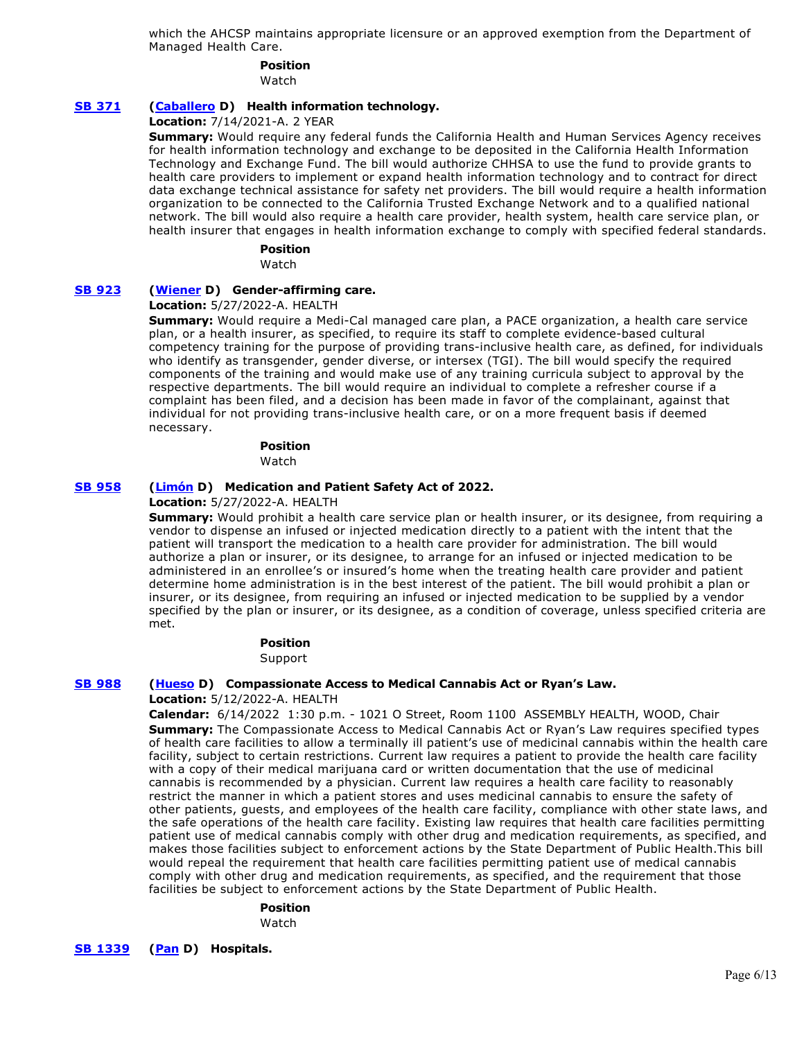which the AHCSP maintains appropriate licensure or an approved exemption from the Department of Managed Health Care.

**Position**
Watch

**SB 371** (**Caballero** D) **Health information technology.**

**Location:** 7/14/2021-A. 2 YEAR

**Summary:** Would require any federal funds the California Health and Human Services Agency receives for health information technology and exchange to be deposited in the California Health Information Technology and Exchange Fund. The bill would authorize CHHSA to use the fund to provide grants to health care providers to implement or expand health information technology and to contract for direct data exchange technical assistance for safety net providers. The bill would require a health information organization to be connected to the California Trusted Exchange Network and to a qualified national network. The bill would also require a health care provider, health system, health care service plan, or health insurer that engages in health information exchange to comply with specified federal standards.

**Position**
Watch

**SB 923** (**Wiener** D) **Gender-affirming care.**

**Location:** 5/27/2022-A. HEALTH

**Summary:** Would require a Medi-Cal managed care plan, a PACE organization, a health care service plan, or a health insurer, as specified, to require its staff to complete evidence-based cultural competency training for the purpose of providing trans-inclusive health care, as defined, for individuals who identify as transgender, gender diverse, or intersex (TGI). The bill would specify the required components of the training and would make use of any training curricula subject to approval by the respective departments. The bill would require an individual to complete a refresher course if a complaint has been filed, and a decision has been made in favor of the complainant, against that individual for not providing trans-inclusive health care, or on a more frequent basis if deemed necessary.

**Position**
Watch

**SB 958** (**Limón** D) **Medication and Patient Safety Act of 2022.**

**Location:** 5/27/2022-A. HEALTH

**Summary:** Would prohibit a health care service plan or health insurer, or its designee, from requiring a vendor to dispense an infused or injected medication directly to a patient with the intent that the patient will transport the medication to a health care provider for administration. The bill would authorize a plan or insurer, or its designee, to arrange for an infused or injected medication to be administered in an enrollee's or insured's home when the treating health care provider and patient determine home administration is in the best interest of the patient. The bill would prohibit a plan or insurer, or its designee, from requiring an infused or injected medication to be supplied by a vendor specified by the plan or insurer, or its designee, as a condition of coverage, unless specified criteria are met.

**Position**
Support

**SB 988** (**Hueso** D) **Compassionate Access to Medical Cannabis Act or Ryan's Law.**

**Location:** 5/12/2022-A. HEALTH

**Calendar:** 6/14/2022 1:30 p.m. - 1021 O Street, Room 1100 ASSEMBLY HEALTH, WOOD, Chair

**Summary:** The Compassionate Access to Medical Cannabis Act or Ryan's Law requires specified types of health care facilities to allow a terminally ill patient's use of medicinal cannabis within the health care facility, subject to certain restrictions. Current law requires a patient to provide the health care facility with a copy of their medical marijuana card or written documentation that the use of medicinal cannabis is recommended by a physician. Current law requires a health care facility to reasonably restrict the manner in which a patient stores and uses medicinal cannabis to ensure the safety of other patients, guests, and employees of the health care facility, compliance with other state laws, and the safe operations of the health care facility. Existing law requires that health care facilities permitting patient use of medical cannabis comply with other drug and medication requirements, as specified, and makes those facilities subject to enforcement actions by the State Department of Public Health.This bill would repeal the requirement that health care facilities permitting patient use of medical cannabis comply with other drug and medication requirements, as specified, and the requirement that those facilities be subject to enforcement actions by the State Department of Public Health.

**Position**
Watch

**SB 1339** (**Pan** D) **Hospitals.**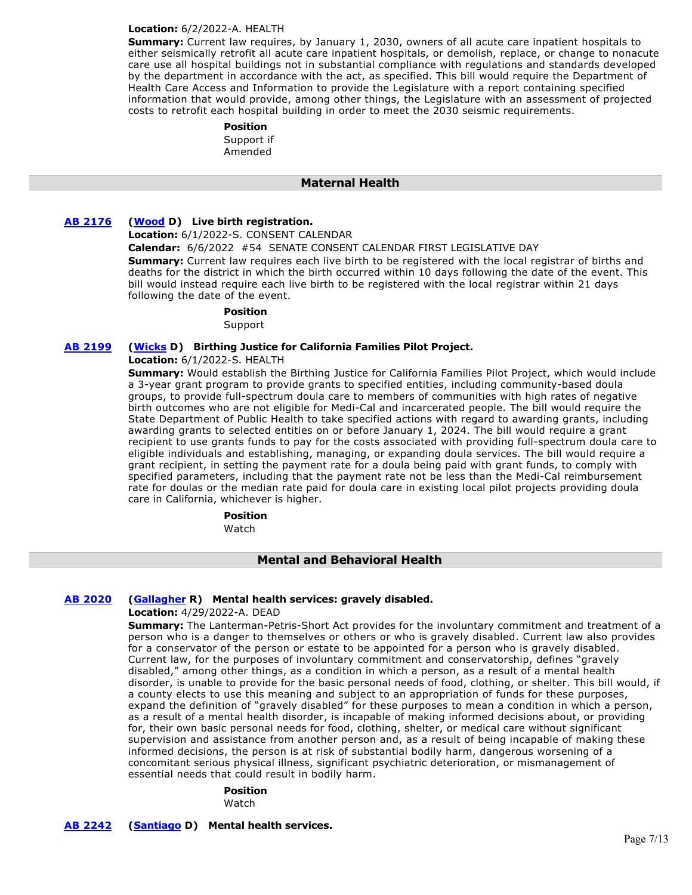**Location:** 6/2/2022-A. HEALTH

**Summary:** Current law requires, by January 1, 2030, owners of all acute care inpatient hospitals to either seismically retrofit all acute care inpatient hospitals, or demolish, replace, or change to nonacute care use all hospital buildings not in substantial compliance with regulations and standards developed by the department in accordance with the act, as specified. This bill would require the Department of Health Care Access and Information to provide the Legislature with a report containing specified information that would provide, among other things, the Legislature with an assessment of projected costs to retrofit each hospital building in order to meet the 2030 seismic requirements.

**Position**
Support if Amended

## Maternal Health

**AB 2176** (**Wood** D) **Live birth registration.**

**Location:** 6/1/2022-S. CONSENT CALENDAR

**Calendar:** 6/6/2022 #54 SENATE CONSENT CALENDAR FIRST LEGISLATIVE DAY

**Summary:** Current law requires each live birth to be registered with the local registrar of births and deaths for the district in which the birth occurred within 10 days following the date of the event. This bill would instead require each live birth to be registered with the local registrar within 21 days following the date of the event.

**Position**
Support

**AB 2199** (**Wicks** D) **Birthing Justice for California Families Pilot Project.**

**Location:** 6/1/2022-S. HEALTH

**Summary:** Would establish the Birthing Justice for California Families Pilot Project, which would include a 3-year grant program to provide grants to specified entities, including community-based doula groups, to provide full-spectrum doula care to members of communities with high rates of negative birth outcomes who are not eligible for Medi-Cal and incarcerated people. The bill would require the State Department of Public Health to take specified actions with regard to awarding grants, including awarding grants to selected entities on or before January 1, 2024. The bill would require a grant recipient to use grants funds to pay for the costs associated with providing full-spectrum doula care to eligible individuals and establishing, managing, or expanding doula services. The bill would require a grant recipient, in setting the payment rate for a doula being paid with grant funds, to comply with specified parameters, including that the payment rate not be less than the Medi-Cal reimbursement rate for doulas or the median rate paid for doula care in existing local pilot projects providing doula care in California, whichever is higher.

**Position**
Watch

## Mental and Behavioral Health

**AB 2020** (**Gallagher** R) **Mental health services: gravely disabled.**

**Location:** 4/29/2022-A. DEAD

**Summary:** The Lanterman-Petris-Short Act provides for the involuntary commitment and treatment of a person who is a danger to themselves or others or who is gravely disabled. Current law also provides for a conservator of the person or estate to be appointed for a person who is gravely disabled. Current law, for the purposes of involuntary commitment and conservatorship, defines "gravely disabled," among other things, as a condition in which a person, as a result of a mental health disorder, is unable to provide for the basic personal needs of food, clothing, or shelter. This bill would, if a county elects to use this meaning and subject to an appropriation of funds for these purposes, expand the definition of "gravely disabled" for these purposes to mean a condition in which a person, as a result of a mental health disorder, is incapable of making informed decisions about, or providing for, their own basic personal needs for food, clothing, shelter, or medical care without significant supervision and assistance from another person and, as a result of being incapable of making these informed decisions, the person is at risk of substantial bodily harm, dangerous worsening of a concomitant serious physical illness, significant psychiatric deterioration, or mismanagement of essential needs that could result in bodily harm.

**Position**
Watch

**AB 2242** (**Santiago** D) **Mental health services.**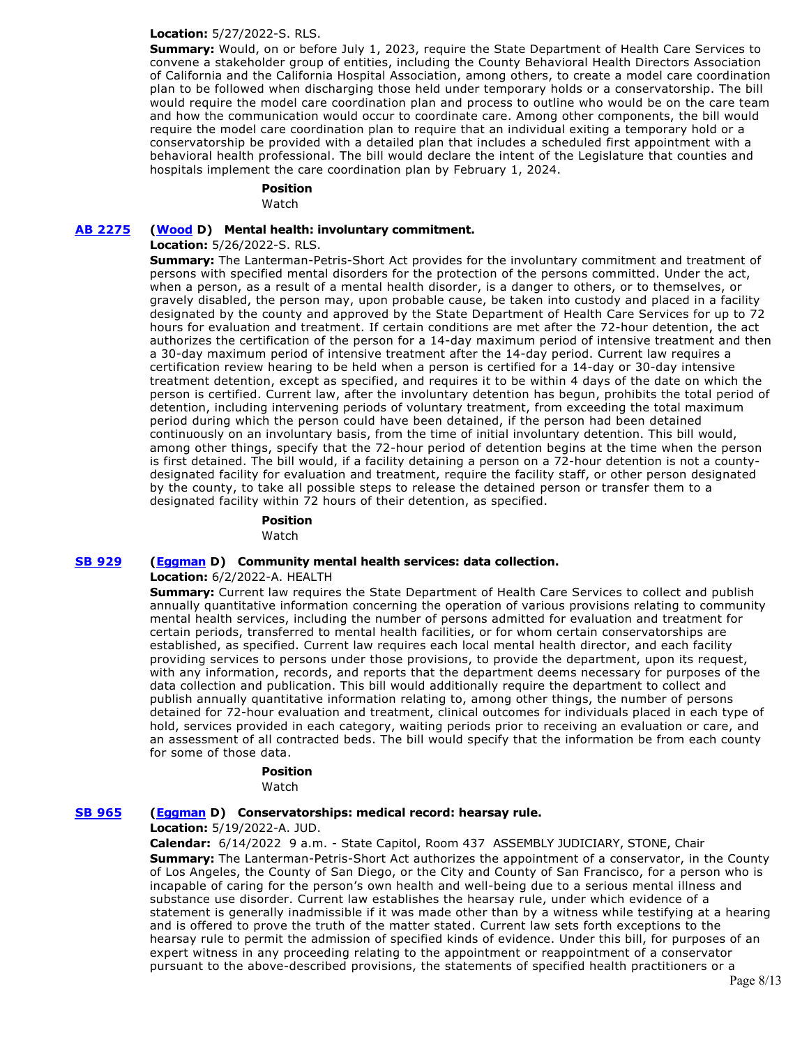**Location:** 5/27/2022-S. RLS.

**Summary:** Would, on or before July 1, 2023, require the State Department of Health Care Services to convene a stakeholder group of entities, including the County Behavioral Health Directors Association of California and the California Hospital Association, among others, to create a model care coordination plan to be followed when discharging those held under temporary holds or a conservatorship. The bill would require the model care coordination plan and process to outline who would be on the care team and how the communication would occur to coordinate care. Among other components, the bill would require the model care coordination plan to require that an individual exiting a temporary hold or a conservatorship be provided with a detailed plan that includes a scheduled first appointment with a behavioral health professional. The bill would declare the intent of the Legislature that counties and hospitals implement the care coordination plan by February 1, 2024.

**Position**

Watch

**AB 2275** **(Wood D) Mental health: involuntary commitment.**

**Location:** 5/26/2022-S. RLS.

**Summary:** The Lanterman-Petris-Short Act provides for the involuntary commitment and treatment of persons with specified mental disorders for the protection of the persons committed. Under the act, when a person, as a result of a mental health disorder, is a danger to others, or to themselves, or gravely disabled, the person may, upon probable cause, be taken into custody and placed in a facility designated by the county and approved by the State Department of Health Care Services for up to 72 hours for evaluation and treatment. If certain conditions are met after the 72-hour detention, the act authorizes the certification of the person for a 14-day maximum period of intensive treatment and then a 30-day maximum period of intensive treatment after the 14-day period. Current law requires a certification review hearing to be held when a person is certified for a 14-day or 30-day intensive treatment detention, except as specified, and requires it to be within 4 days of the date on which the person is certified. Current law, after the involuntary detention has begun, prohibits the total period of detention, including intervening periods of voluntary treatment, from exceeding the total maximum period during which the person could have been detained, if the person had been detained continuously on an involuntary basis, from the time of initial involuntary detention. This bill would, among other things, specify that the 72-hour period of detention begins at the time when the person is first detained. The bill would, if a facility detaining a person on a 72-hour detention is not a county-designated facility for evaluation and treatment, require the facility staff, or other person designated by the county, to take all possible steps to release the detained person or transfer them to a designated facility within 72 hours of their detention, as specified.

**Position**

Watch

**SB 929** **(Eggman D) Community mental health services: data collection.**

**Location:** 6/2/2022-A. HEALTH

**Summary:** Current law requires the State Department of Health Care Services to collect and publish annually quantitative information concerning the operation of various provisions relating to community mental health services, including the number of persons admitted for evaluation and treatment for certain periods, transferred to mental health facilities, or for whom certain conservatorships are established, as specified. Current law requires each local mental health director, and each facility providing services to persons under those provisions, to provide the department, upon its request, with any information, records, and reports that the department deems necessary for purposes of the data collection and publication. This bill would additionally require the department to collect and publish annually quantitative information relating to, among other things, the number of persons detained for 72-hour evaluation and treatment, clinical outcomes for individuals placed in each type of hold, services provided in each category, waiting periods prior to receiving an evaluation or care, and an assessment of all contracted beds. The bill would specify that the information be from each county for some of those data.

**Position**

Watch

**SB 965** **(Eggman D) Conservatorships: medical record: hearsay rule.**

**Location:** 5/19/2022-A. JUD.

**Calendar:** 6/14/2022 9 a.m. - State Capitol, Room 437 ASSEMBLY JUDICIARY, STONE, Chair

**Summary:** The Lanterman-Petris-Short Act authorizes the appointment of a conservator, in the County of Los Angeles, the County of San Diego, or the City and County of San Francisco, for a person who is incapable of caring for the person's own health and well-being due to a serious mental illness and substance use disorder. Current law establishes the hearsay rule, under which evidence of a statement is generally inadmissible if it was made other than by a witness while testifying at a hearing and is offered to prove the truth of the matter stated. Current law sets forth exceptions to the hearsay rule to permit the admission of specified kinds of evidence. Under this bill, for purposes of an expert witness in any proceeding relating to the appointment or reappointment of a conservator pursuant to the above-described provisions, the statements of specified health practitioners or a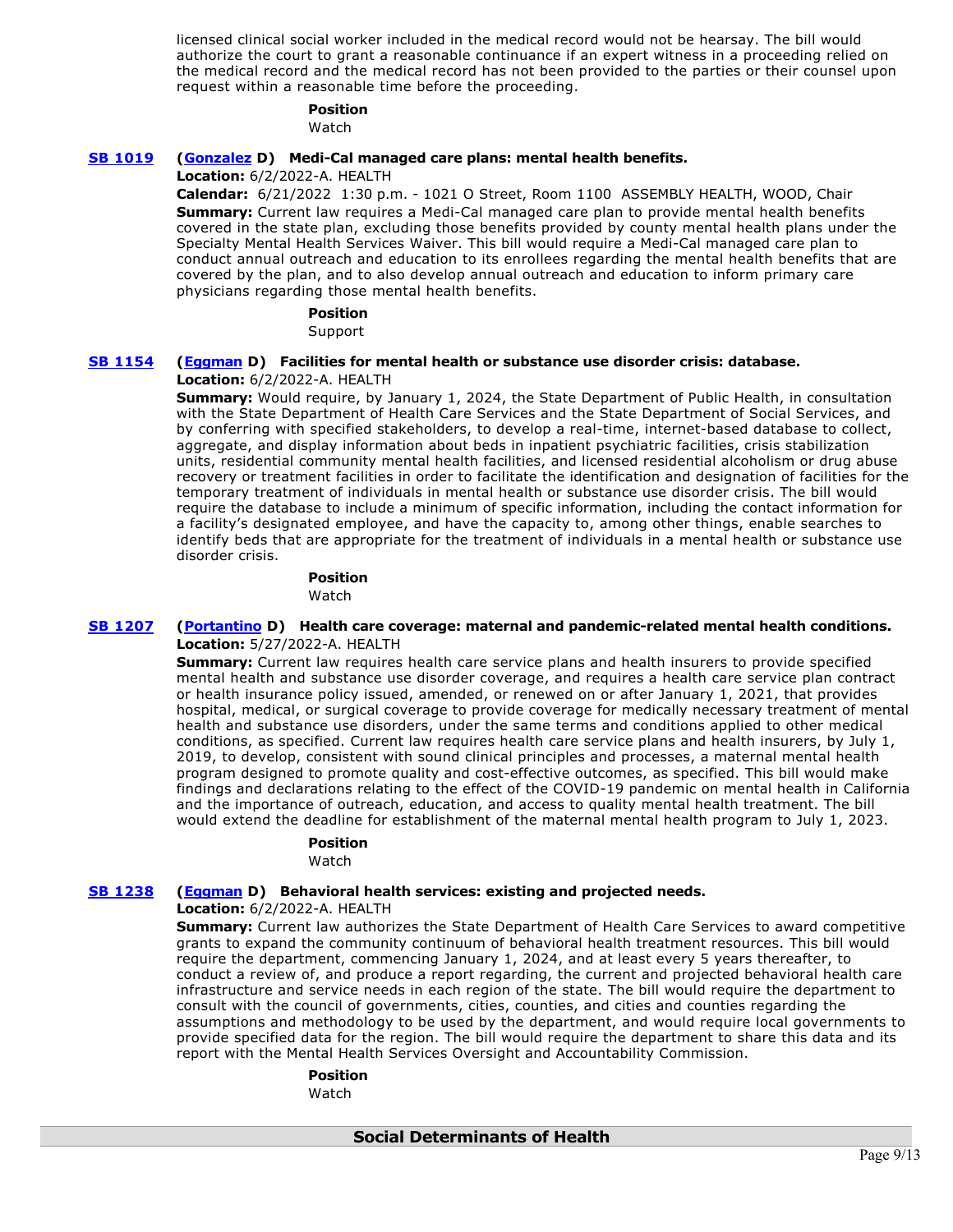licensed clinical social worker included in the medical record would not be hearsay. The bill would authorize the court to grant a reasonable continuance if an expert witness in a proceeding relied on the medical record and the medical record has not been provided to the parties or their counsel upon request within a reasonable time before the proceeding.

**Position**
Watch

**[SB 1019](#)** **([Gonzalez](#) D) Medi-Cal managed care plans: mental health benefits.**

**Location:** 6/2/2022-A. HEALTH

**Calendar:** 6/21/2022 1:30 p.m. - 1021 O Street, Room 1100 ASSEMBLY HEALTH, WOOD, Chair

**Summary:** Current law requires a Medi-Cal managed care plan to provide mental health benefits covered in the state plan, excluding those benefits provided by county mental health plans under the Specialty Mental Health Services Waiver. This bill would require a Medi-Cal managed care plan to conduct annual outreach and education to its enrollees regarding the mental health benefits that are covered by the plan, and to also develop annual outreach and education to inform primary care physicians regarding those mental health benefits.

**Position**
Support

**[SB 1154](#)** **([Eggman](#) D) Facilities for mental health or substance use disorder crisis: database.**

**Location:** 6/2/2022-A. HEALTH

**Summary:** Would require, by January 1, 2024, the State Department of Public Health, in consultation with the State Department of Health Care Services and the State Department of Social Services, and by conferring with specified stakeholders, to develop a real-time, internet-based database to collect, aggregate, and display information about beds in inpatient psychiatric facilities, crisis stabilization units, residential community mental health facilities, and licensed residential alcoholism or drug abuse recovery or treatment facilities in order to facilitate the identification and designation of facilities for the temporary treatment of individuals in mental health or substance use disorder crisis. The bill would require the database to include a minimum of specific information, including the contact information for a facility's designated employee, and have the capacity to, among other things, enable searches to identify beds that are appropriate for the treatment of individuals in a mental health or substance use disorder crisis.

**Position**
Watch

**[SB 1207](#)** **([Portantino](#) D) Health care coverage: maternal and pandemic-related mental health conditions.**

**Location:** 5/27/2022-A. HEALTH

**Summary:** Current law requires health care service plans and health insurers to provide specified mental health and substance use disorder coverage, and requires a health care service plan contract or health insurance policy issued, amended, or renewed on or after January 1, 2021, that provides hospital, medical, or surgical coverage to provide coverage for medically necessary treatment of mental health and substance use disorders, under the same terms and conditions applied to other medical conditions, as specified. Current law requires health care service plans and health insurers, by July 1, 2019, to develop, consistent with sound clinical principles and processes, a maternal mental health program designed to promote quality and cost-effective outcomes, as specified. This bill would make findings and declarations relating to the effect of the COVID-19 pandemic on mental health in California and the importance of outreach, education, and access to quality mental health treatment. The bill would extend the deadline for establishment of the maternal mental health program to July 1, 2023.

**Position**
Watch

**[SB 1238](#)** **([Eggman](#) D) Behavioral health services: existing and projected needs.**

**Location:** 6/2/2022-A. HEALTH

**Summary:** Current law authorizes the State Department of Health Care Services to award competitive grants to expand the community continuum of behavioral health treatment resources. This bill would require the department, commencing January 1, 2024, and at least every 5 years thereafter, to conduct a review of, and produce a report regarding, the current and projected behavioral health care infrastructure and service needs in each region of the state. The bill would require the department to consult with the council of governments, cities, counties, and cities and counties regarding the assumptions and methodology to be used by the department, and would require local governments to provide specified data for the region. The bill would require the department to share this data and its report with the Mental Health Services Oversight and Accountability Commission.

**Position**
Watch

## Social Determinants of Health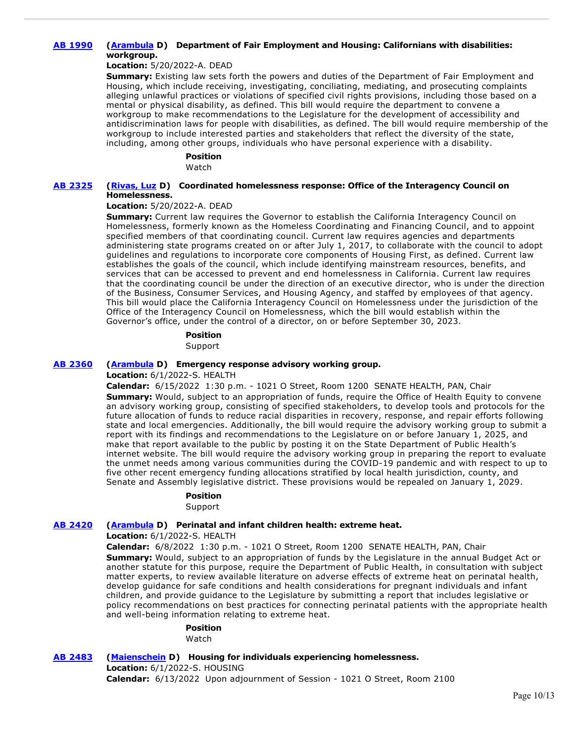**AB 1990** **(Arambula D) Department of Fair Employment and Housing: Californians with disabilities: workgroup.**

**Location:** 5/20/2022-A. DEAD

**Summary:** Existing law sets forth the powers and duties of the Department of Fair Employment and Housing, which include receiving, investigating, conciliating, mediating, and prosecuting complaints alleging unlawful practices or violations of specified civil rights provisions, including those based on a mental or physical disability, as defined. This bill would require the department to convene a workgroup to make recommendations to the Legislature for the development of accessibility and antidiscrimination laws for people with disabilities, as defined. The bill would require membership of the workgroup to include interested parties and stakeholders that reflect the diversity of the state, including, among other groups, individuals who have personal experience with a disability.

**Position**

Watch

**AB 2325** **(Rivas, Luz D) Coordinated homelessness response: Office of the Interagency Council on Homelessness.**

**Location:** 5/20/2022-A. DEAD

**Summary:** Current law requires the Governor to establish the California Interagency Council on Homelessness, formerly known as the Homeless Coordinating and Financing Council, and to appoint specified members of that coordinating council. Current law requires agencies and departments administering state programs created on or after July 1, 2017, to collaborate with the council to adopt guidelines and regulations to incorporate core components of Housing First, as defined. Current law establishes the goals of the council, which include identifying mainstream resources, benefits, and services that can be accessed to prevent and end homelessness in California. Current law requires that the coordinating council be under the direction of an executive director, who is under the direction of the Business, Consumer Services, and Housing Agency, and staffed by employees of that agency. This bill would place the California Interagency Council on Homelessness under the jurisdiction of the Office of the Interagency Council on Homelessness, which the bill would establish within the Governor's office, under the control of a director, on or before September 30, 2023.

**Position**

Support

**AB 2360** **(Arambula D) Emergency response advisory working group.**

**Location:** 6/1/2022-S. HEALTH

**Calendar:** 6/15/2022 1:30 p.m. - 1021 O Street, Room 1200 SENATE HEALTH, PAN, Chair

**Summary:** Would, subject to an appropriation of funds, require the Office of Health Equity to convene an advisory working group, consisting of specified stakeholders, to develop tools and protocols for the future allocation of funds to reduce racial disparities in recovery, response, and repair efforts following state and local emergencies. Additionally, the bill would require the advisory working group to submit a report with its findings and recommendations to the Legislature on or before January 1, 2025, and make that report available to the public by posting it on the State Department of Public Health's internet website. The bill would require the advisory working group in preparing the report to evaluate the unmet needs among various communities during the COVID-19 pandemic and with respect to up to five other recent emergency funding allocations stratified by local health jurisdiction, county, and Senate and Assembly legislative district. These provisions would be repealed on January 1, 2029.

**Position**

Support

**AB 2420** **(Arambula D) Perinatal and infant children health: extreme heat.**

**Location:** 6/1/2022-S. HEALTH

**Calendar:** 6/8/2022 1:30 p.m. - 1021 O Street, Room 1200 SENATE HEALTH, PAN, Chair

**Summary:** Would, subject to an appropriation of funds by the Legislature in the annual Budget Act or another statute for this purpose, require the Department of Public Health, in consultation with subject matter experts, to review available literature on adverse effects of extreme heat on perinatal health, develop guidance for safe conditions and health considerations for pregnant individuals and infant children, and provide guidance to the Legislature by submitting a report that includes legislative or policy recommendations on best practices for connecting perinatal patients with the appropriate health and well-being information relating to extreme heat.

**Position**

Watch

**AB 2483** **(Maienschein D) Housing for individuals experiencing homelessness.**

**Location:** 6/1/2022-S. HOUSING

**Calendar:** 6/13/2022 Upon adjournment of Session - 1021 O Street, Room 2100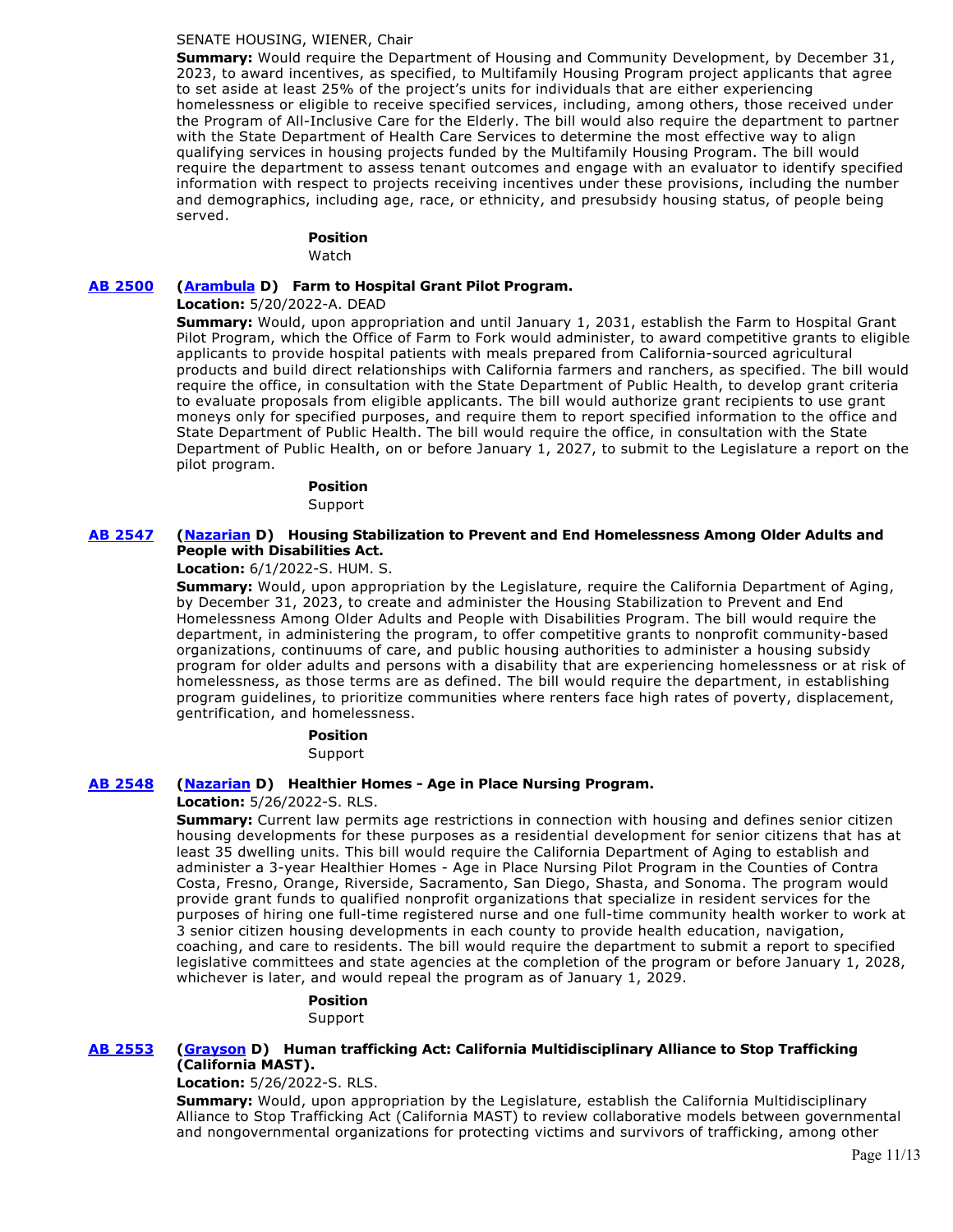SENATE HOUSING, WIENER, Chair

**Summary:** Would require the Department of Housing and Community Development, by December 31, 2023, to award incentives, as specified, to Multifamily Housing Program project applicants that agree to set aside at least 25% of the project's units for individuals that are either experiencing homelessness or eligible to receive specified services, including, among others, those received under the Program of All-Inclusive Care for the Elderly. The bill would also require the department to partner with the State Department of Health Care Services to determine the most effective way to align qualifying services in housing projects funded by the Multifamily Housing Program. The bill would require the department to assess tenant outcomes and engage with an evaluator to identify specified information with respect to projects receiving incentives under these provisions, including the number and demographics, including age, race, or ethnicity, and presubsidy housing status, of people being served.

**Position**

Watch

**AB 2500** **(Arambula D) Farm to Hospital Grant Pilot Program.**

**Location:** 5/20/2022-A. DEAD

**Summary:** Would, upon appropriation and until January 1, 2031, establish the Farm to Hospital Grant Pilot Program, which the Office of Farm to Fork would administer, to award competitive grants to eligible applicants to provide hospital patients with meals prepared from California-sourced agricultural products and build direct relationships with California farmers and ranchers, as specified. The bill would require the office, in consultation with the State Department of Public Health, to develop grant criteria to evaluate proposals from eligible applicants. The bill would authorize grant recipients to use grant moneys only for specified purposes, and require them to report specified information to the office and State Department of Public Health. The bill would require the office, in consultation with the State Department of Public Health, on or before January 1, 2027, to submit to the Legislature a report on the pilot program.

**Position**

Support

**AB 2547** **(Nazarian D) Housing Stabilization to Prevent and End Homelessness Among Older Adults and People with Disabilities Act.**

**Location:** 6/1/2022-S. HUM. S.

**Summary:** Would, upon appropriation by the Legislature, require the California Department of Aging, by December 31, 2023, to create and administer the Housing Stabilization to Prevent and End Homelessness Among Older Adults and People with Disabilities Program. The bill would require the department, in administering the program, to offer competitive grants to nonprofit community-based organizations, continuums of care, and public housing authorities to administer a housing subsidy program for older adults and persons with a disability that are experiencing homelessness or at risk of homelessness, as those terms are as defined. The bill would require the department, in establishing program guidelines, to prioritize communities where renters face high rates of poverty, displacement, gentrification, and homelessness.

**Position**

Support

**AB 2548** **(Nazarian D) Healthier Homes - Age in Place Nursing Program.**

**Location:** 5/26/2022-S. RLS.

**Summary:** Current law permits age restrictions in connection with housing and defines senior citizen housing developments for these purposes as a residential development for senior citizens that has at least 35 dwelling units. This bill would require the California Department of Aging to establish and administer a 3-year Healthier Homes - Age in Place Nursing Pilot Program in the Counties of Contra Costa, Fresno, Orange, Riverside, Sacramento, San Diego, Shasta, and Sonoma. The program would provide grant funds to qualified nonprofit organizations that specialize in resident services for the purposes of hiring one full-time registered nurse and one full-time community health worker to work at 3 senior citizen housing developments in each county to provide health education, navigation, coaching, and care to residents. The bill would require the department to submit a report to specified legislative committees and state agencies at the completion of the program or before January 1, 2028, whichever is later, and would repeal the program as of January 1, 2029.

**Position**

Support

**AB 2553** **(Grayson D) Human trafficking Act: California Multidisciplinary Alliance to Stop Trafficking (California MAST).**

**Location:** 5/26/2022-S. RLS.

**Summary:** Would, upon appropriation by the Legislature, establish the California Multidisciplinary Alliance to Stop Trafficking Act (California MAST) to review collaborative models between governmental and nongovernmental organizations for protecting victims and survivors of trafficking, among other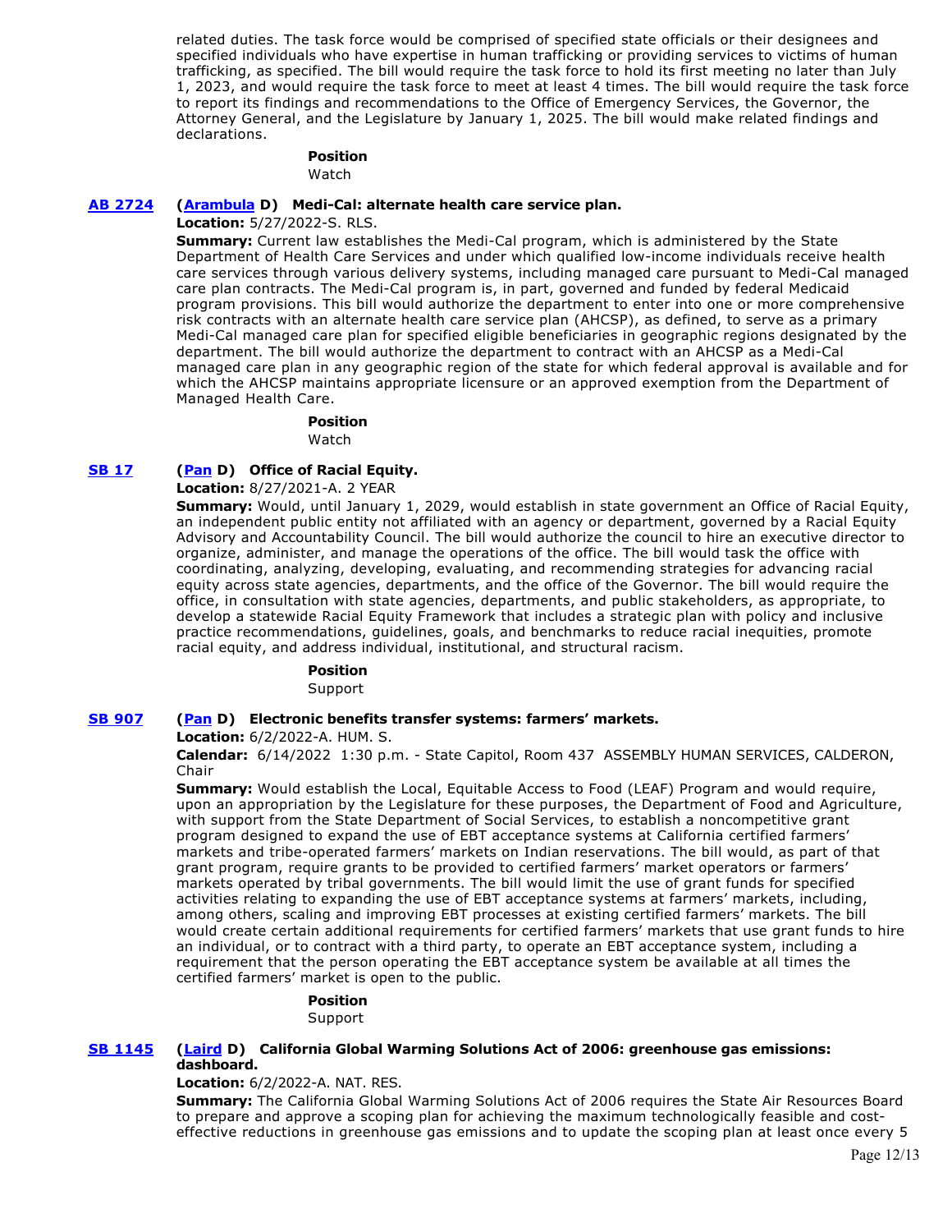related duties. The task force would be comprised of specified state officials or their designees and specified individuals who have expertise in human trafficking or providing services to victims of human trafficking, as specified. The bill would require the task force to hold its first meeting no later than July 1, 2023, and would require the task force to meet at least 4 times. The bill would require the task force to report its findings and recommendations to the Office of Emergency Services, the Governor, the Attorney General, and the Legislature by January 1, 2025. The bill would make related findings and declarations.

**Position**
Watch

**AB 2724** **(Arambula D) Medi-Cal: alternate health care service plan.**

**Location:** 5/27/2022-S. RLS.

**Summary:** Current law establishes the Medi-Cal program, which is administered by the State Department of Health Care Services and under which qualified low-income individuals receive health care services through various delivery systems, including managed care pursuant to Medi-Cal managed care plan contracts. The Medi-Cal program is, in part, governed and funded by federal Medicaid program provisions. This bill would authorize the department to enter into one or more comprehensive risk contracts with an alternate health care service plan (AHCSP), as defined, to serve as a primary Medi-Cal managed care plan for specified eligible beneficiaries in geographic regions designated by the department. The bill would authorize the department to contract with an AHCSP as a Medi-Cal managed care plan in any geographic region of the state for which federal approval is available and for which the AHCSP maintains appropriate licensure or an approved exemption from the Department of Managed Health Care.

**Position**
Watch

**SB 17** **(Pan D) Office of Racial Equity.**

**Location:** 8/27/2021-A. 2 YEAR

**Summary:** Would, until January 1, 2029, would establish in state government an Office of Racial Equity, an independent public entity not affiliated with an agency or department, governed by a Racial Equity Advisory and Accountability Council. The bill would authorize the council to hire an executive director to organize, administer, and manage the operations of the office. The bill would task the office with coordinating, analyzing, developing, evaluating, and recommending strategies for advancing racial equity across state agencies, departments, and the office of the Governor. The bill would require the office, in consultation with state agencies, departments, and public stakeholders, as appropriate, to develop a statewide Racial Equity Framework that includes a strategic plan with policy and inclusive practice recommendations, guidelines, goals, and benchmarks to reduce racial inequities, promote racial equity, and address individual, institutional, and structural racism.

**Position**
Support

**SB 907** **(Pan D) Electronic benefits transfer systems: farmers' markets.**

**Location:** 6/2/2022-A. HUM. S.

**Calendar:** 6/14/2022 1:30 p.m. - State Capitol, Room 437 ASSEMBLY HUMAN SERVICES, CALDERON, Chair

**Summary:** Would establish the Local, Equitable Access to Food (LEAF) Program and would require, upon an appropriation by the Legislature for these purposes, the Department of Food and Agriculture, with support from the State Department of Social Services, to establish a noncompetitive grant program designed to expand the use of EBT acceptance systems at California certified farmers' markets and tribe-operated farmers' markets on Indian reservations. The bill would, as part of that grant program, require grants to be provided to certified farmers' market operators or farmers' markets operated by tribal governments. The bill would limit the use of grant funds for specified activities relating to expanding the use of EBT acceptance systems at farmers' markets, including, among others, scaling and improving EBT processes at existing certified farmers' markets. The bill would create certain additional requirements for certified farmers' markets that use grant funds to hire an individual, or to contract with a third party, to operate an EBT acceptance system, including a requirement that the person operating the EBT acceptance system be available at all times the certified farmers' market is open to the public.

**Position**
Support

**SB 1145** **(Laird D) California Global Warming Solutions Act of 2006: greenhouse gas emissions: dashboard.**

**Location:** 6/2/2022-A. NAT. RES.

**Summary:** The California Global Warming Solutions Act of 2006 requires the State Air Resources Board to prepare and approve a scoping plan for achieving the maximum technologically feasible and cost-effective reductions in greenhouse gas emissions and to update the scoping plan at least once every 5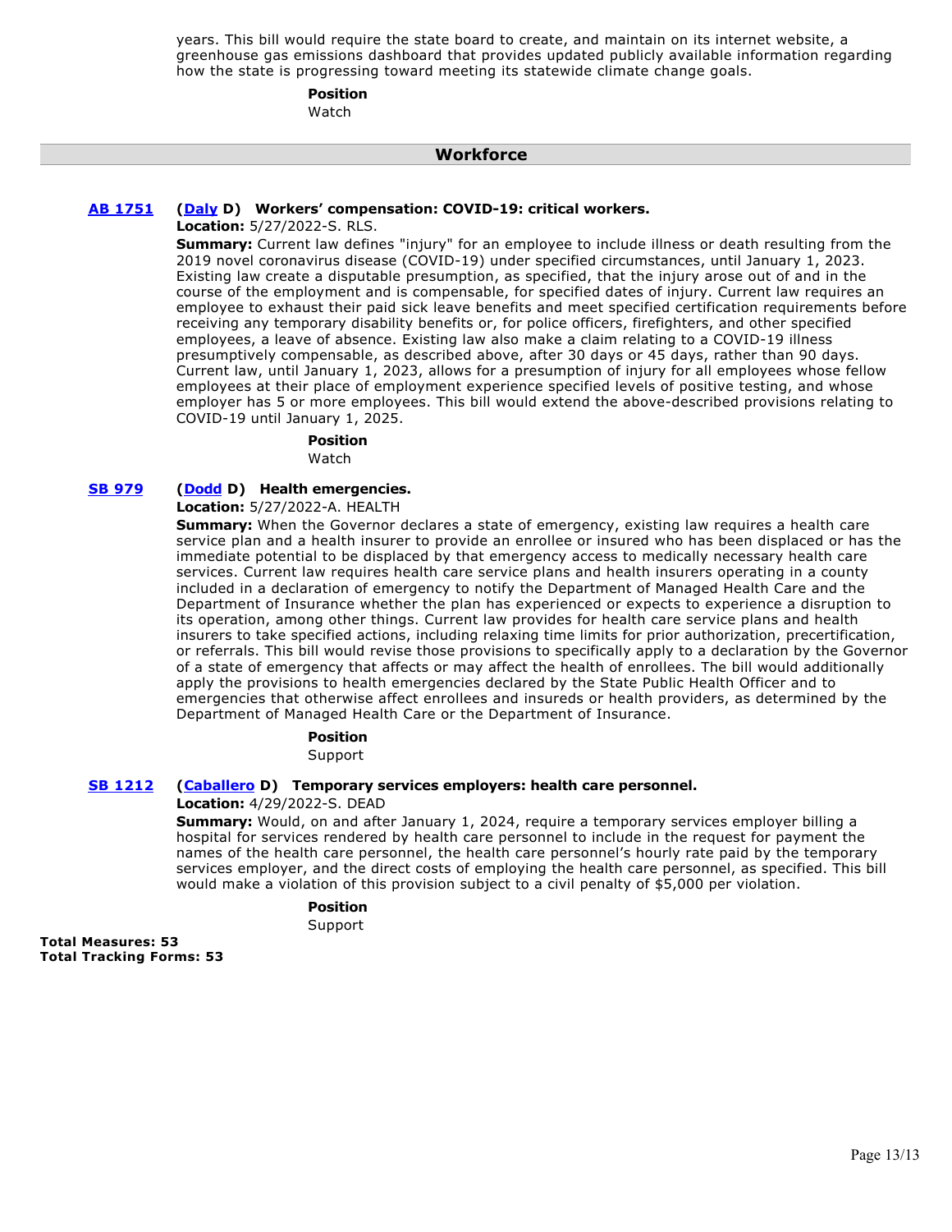years. This bill would require the state board to create, and maintain on its internet website, a greenhouse gas emissions dashboard that provides updated publicly available information regarding how the state is progressing toward meeting its statewide climate change goals.

**Position**
Watch

## Workforce

**AB 1751** **(Daly D) Workers' compensation: COVID-19: critical workers.**
**Location:** 5/27/2022-S. RLS.
**Summary:** Current law defines "injury" for an employee to include illness or death resulting from the 2019 novel coronavirus disease (COVID-19) under specified circumstances, until January 1, 2023. Existing law create a disputable presumption, as specified, that the injury arose out of and in the course of the employment and is compensable, for specified dates of injury. Current law requires an employee to exhaust their paid sick leave benefits and meet specified certification requirements before receiving any temporary disability benefits or, for police officers, firefighters, and other specified employees, a leave of absence. Existing law also make a claim relating to a COVID-19 illness presumptively compensable, as described above, after 30 days or 45 days, rather than 90 days. Current law, until January 1, 2023, allows for a presumption of injury for all employees whose fellow employees at their place of employment experience specified levels of positive testing, and whose employer has 5 or more employees. This bill would extend the above-described provisions relating to COVID-19 until January 1, 2025.

**Position**
Watch

**SB 979** **(Dodd D) Health emergencies.**
**Location:** 5/27/2022-A. HEALTH
**Summary:** When the Governor declares a state of emergency, existing law requires a health care service plan and a health insurer to provide an enrollee or insured who has been displaced or has the immediate potential to be displaced by that emergency access to medically necessary health care services. Current law requires health care service plans and health insurers operating in a county included in a declaration of emergency to notify the Department of Managed Health Care and the Department of Insurance whether the plan has experienced or expects to experience a disruption to its operation, among other things. Current law provides for health care service plans and health insurers to take specified actions, including relaxing time limits for prior authorization, precertification, or referrals. This bill would revise those provisions to specifically apply to a declaration by the Governor of a state of emergency that affects or may affect the health of enrollees. The bill would additionally apply the provisions to health emergencies declared by the State Public Health Officer and to emergencies that otherwise affect enrollees and insureds or health providers, as determined by the Department of Managed Health Care or the Department of Insurance.

**Position**
Support

**SB 1212** **(Caballero D) Temporary services employers: health care personnel.**
**Location:** 4/29/2022-S. DEAD
**Summary:** Would, on and after January 1, 2024, require a temporary services employer billing a hospital for services rendered by health care personnel to include in the request for payment the names of the health care personnel, the health care personnel's hourly rate paid by the temporary services employer, and the direct costs of employing the health care personnel, as specified. This bill would make a violation of this provision subject to a civil penalty of $5,000 per violation.

**Position**
Support

**Total Measures: 53**
**Total Tracking Forms: 53**